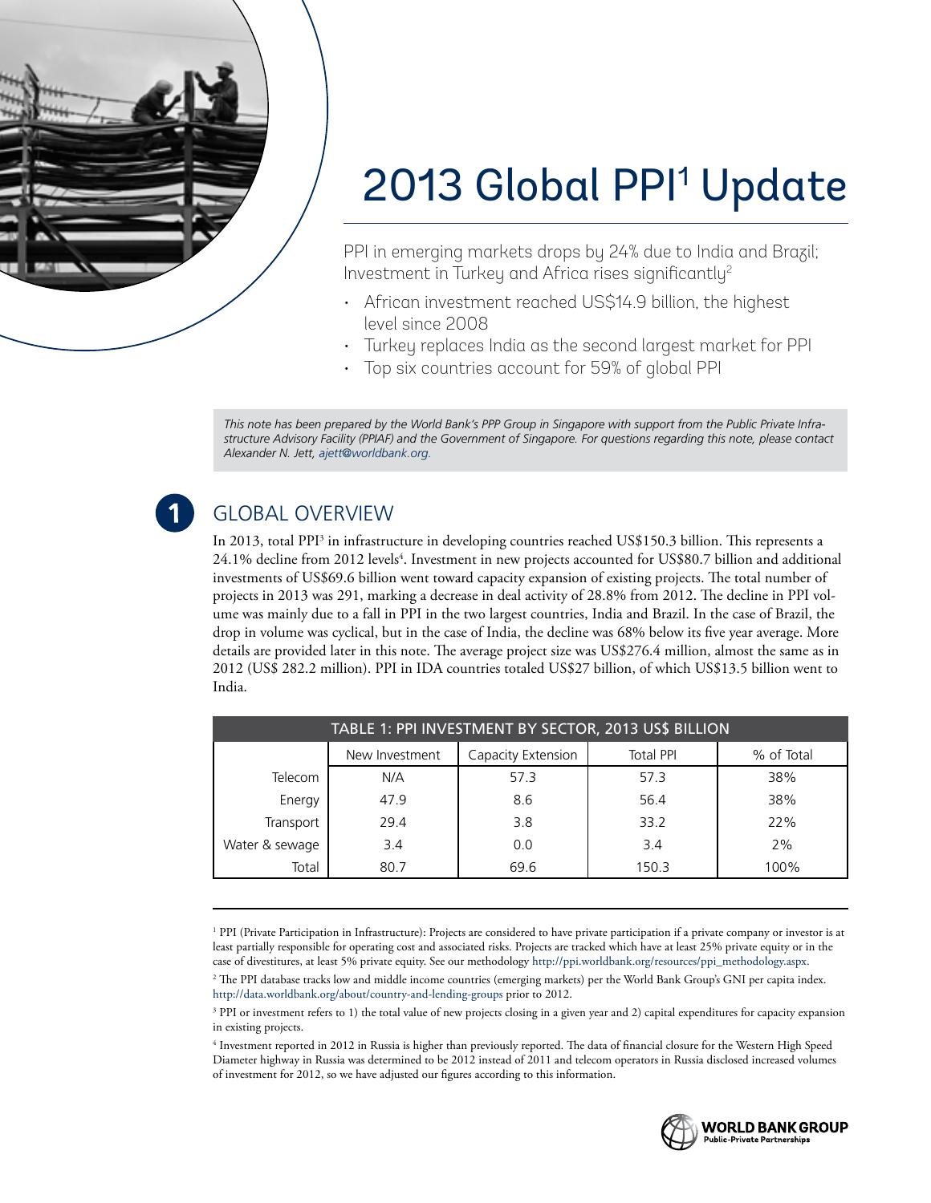# 2013 Global PPI[1] Update

PPI in emerging markets drops by 24% due to India and Brazil; Investment in Turkey and Africa rises significantly[2]

- African investment reached US$14.9 billion, the highest level since 2008
- Turkey replaces India as the second largest market for PPI
- Top six countries account for 59% of global PPI

*This note has been prepared by the World Bank's PPP Group in Singapore with support from the Public Private Infrastructure Advisory Facility (PPIAF) and the Government of Singapore. For questions regarding this note, please contact Alexander N. Jett, ajett@worldbank.org.*

## 1 GLOBAL OVERVIEW

In 2013, total PPI[3] in infrastructure in developing countries reached US$150.3 billion. This represents a 24.1% decline from 2012 levels[4]. Investment in new projects accounted for US$80.7 billion and additional investments of US$69.6 billion went toward capacity expansion of existing projects. The total number of projects in 2013 was 291, marking a decrease in deal activity of 28.8% from 2012. The decline in PPI volume was mainly due to a fall in PPI in the two largest countries, India and Brazil. In the case of Brazil, the drop in volume was cyclical, but in the case of India, the decline was 68% below its five year average. More details are provided later in this note. The average project size was US$276.4 million, almost the same as in 2012 (US$ 282.2 million). PPI in IDA countries totaled US$27 billion, of which US$13.5 billion went to India.

**TABLE 1: PPI INVESTMENT BY SECTOR, 2013 US$ BILLION**

| | New Investment | Capacity Extension | Total PPI | % of Total |
|---|---|---|---|---|
| Telecom | N/A | 57.3 | 57.3 | 38% |
| Energy | 47.9 | 8.6 | 56.4 | 38% |
| Transport | 29.4 | 3.8 | 33.2 | 22% |
| Water & sewage | 3.4 | 0.0 | 3.4 | 2% |
| Total | 80.7 | 69.6 | 150.3 | 100% |

[1] PPI (Private Participation in Infrastructure): Projects are considered to have private participation if a private company or investor is at least partially responsible for operating cost and associated risks. Projects are tracked which have at least 25% private equity or in the case of divestitures, at least 5% private equity. See our methodology http://ppi.worldbank.org/resources/ppi_methodology.aspx.

[2] The PPI database tracks low and middle income countries (emerging markets) per the World Bank Group's GNI per capita index. http://data.worldbank.org/about/country-and-lending-groups prior to 2012.

[3] PPI or investment refers to 1) the total value of new projects closing in a given year and 2) capital expenditures for capacity expansion in existing projects.

[4] Investment reported in 2012 in Russia is higher than previously reported. The data of financial closure for the Western High Speed Diameter highway in Russia was determined to be 2012 instead of 2011 and telecom operators in Russia disclosed increased volumes of investment for 2012, so we have adjusted our figures according to this information.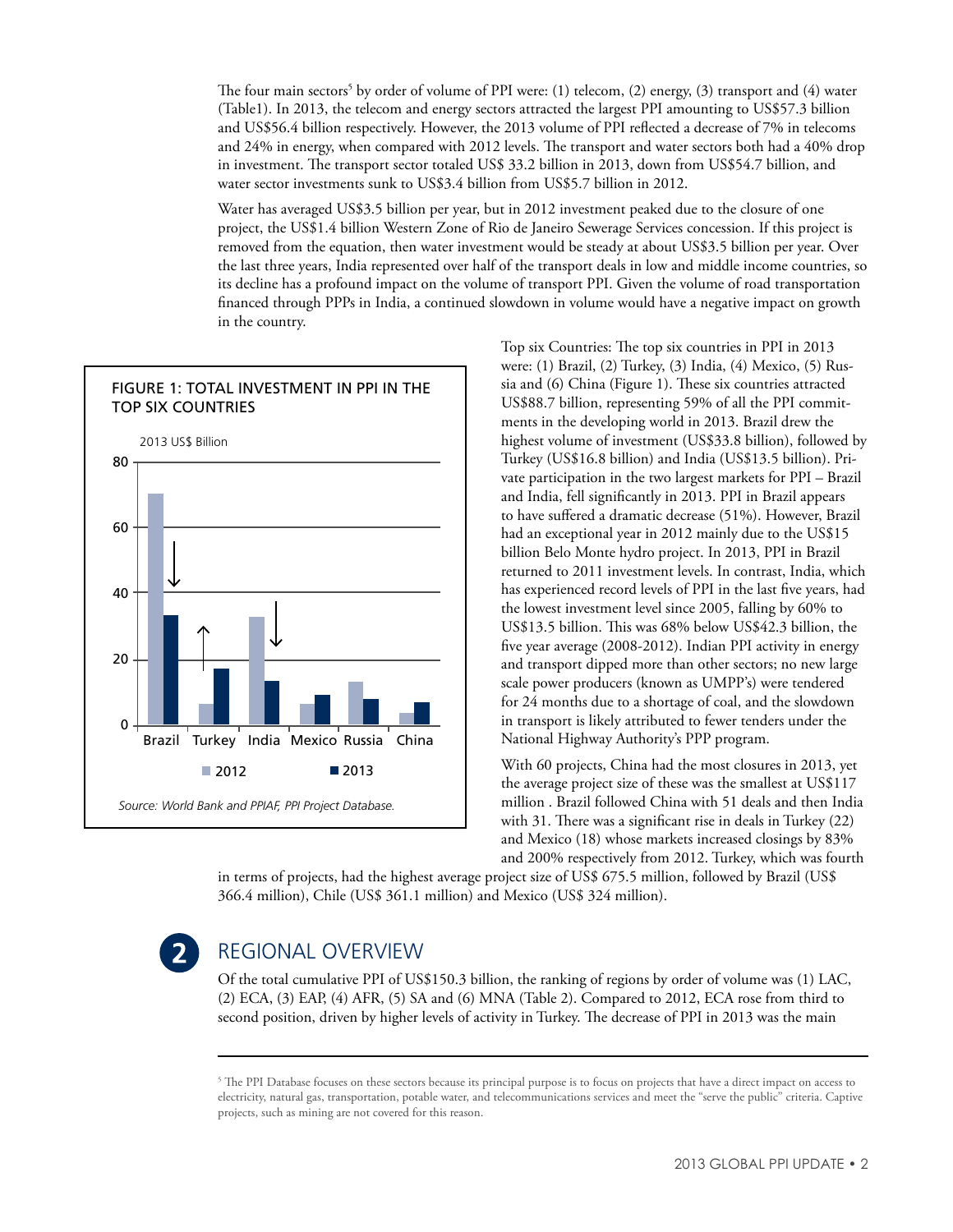The four main sectors[5] by order of volume of PPI were: (1) telecom, (2) energy, (3) transport and (4) water (Table1). In 2013, the telecom and energy sectors attracted the largest PPI amounting to US$57.3 billion and US$56.4 billion respectively. However, the 2013 volume of PPI reflected a decrease of 7% in telecoms and 24% in energy, when compared with 2012 levels. The transport and water sectors both had a 40% drop in investment. The transport sector totaled US$ 33.2 billion in 2013, down from US$54.7 billion, and water sector investments sunk to US$3.4 billion from US$5.7 billion in 2012.

Water has averaged US$3.5 billion per year, but in 2012 investment peaked due to the closure of one project, the US$1.4 billion Western Zone of Rio de Janeiro Sewerage Services concession. If this project is removed from the equation, then water investment would be steady at about US$3.5 billion per year. Over the last three years, India represented over half of the transport deals in low and middle income countries, so its decline has a profound impact on the volume of transport PPI. Given the volume of road transportation financed through PPPs in India, a continued slowdown in volume would have a negative impact on growth in the country.

**FIGURE 1: TOTAL INVESTMENT IN PPI IN THE TOP SIX COUNTRIES**

2013 US$ Billion

| Country | 2012 | 2013 |
|---|---|---|
| Brazil | ~70 | ~33 |
| Turkey | ~6 | ~17 |
| India | ~33 | ~13 |
| Mexico | ~6 | ~9 |
| Russia | ~13 | ~8 |
| China | ~3 | ~7 |

*Source: World Bank and PPIAF, PPI Project Database.*

Top six Countries: The top six countries in PPI in 2013 were: (1) Brazil, (2) Turkey, (3) India, (4) Mexico, (5) Russia and (6) China (Figure 1). These six countries attracted US$88.7 billion, representing 59% of all the PPI commitments in the developing world in 2013. Brazil drew the highest volume of investment (US$33.8 billion), followed by Turkey (US$16.8 billion) and India (US$13.5 billion). Private participation in the two largest markets for PPI – Brazil and India, fell significantly in 2013. PPI in Brazil appears to have suffered a dramatic decrease (51%). However, Brazil had an exceptional year in 2012 mainly due to the US$15 billion Belo Monte hydro project. In 2013, PPI in Brazil returned to 2011 investment levels. In contrast, India, which has experienced record levels of PPI in the last five years, had the lowest investment level since 2005, falling by 60% to US$13.5 billion. This was 68% below US$42.3 billion, the five year average (2008-2012). Indian PPI activity in energy and transport dipped more than other sectors; no new large scale power producers (known as UMPP's) were tendered for 24 months due to a shortage of coal, and the slowdown in transport is likely attributed to fewer tenders under the National Highway Authority's PPP program.

With 60 projects, China had the most closures in 2013, yet the average project size of these was the smallest at US$117 million . Brazil followed China with 51 deals and then India with 31. There was a significant rise in deals in Turkey (22) and Mexico (18) whose markets increased closings by 83% and 200% respectively from 2012. Turkey, which was fourth in terms of projects, had the highest average project size of US$ 675.5 million, followed by Brazil (US$ 366.4 million), Chile (US$ 361.1 million) and Mexico (US$ 324 million).

## 2 REGIONAL OVERVIEW

Of the total cumulative PPI of US$150.3 billion, the ranking of regions by order of volume was (1) LAC, (2) ECA, (3) EAP, (4) AFR, (5) SA and (6) MNA (Table 2). Compared to 2012, ECA rose from third to second position, driven by higher levels of activity in Turkey. The decrease of PPI in 2013 was the main

[5] The PPI Database focuses on these sectors because its principal purpose is to focus on projects that have a direct impact on access to electricity, natural gas, transportation, potable water, and telecommunications services and meet the "serve the public" criteria. Captive projects, such as mining are not covered for this reason.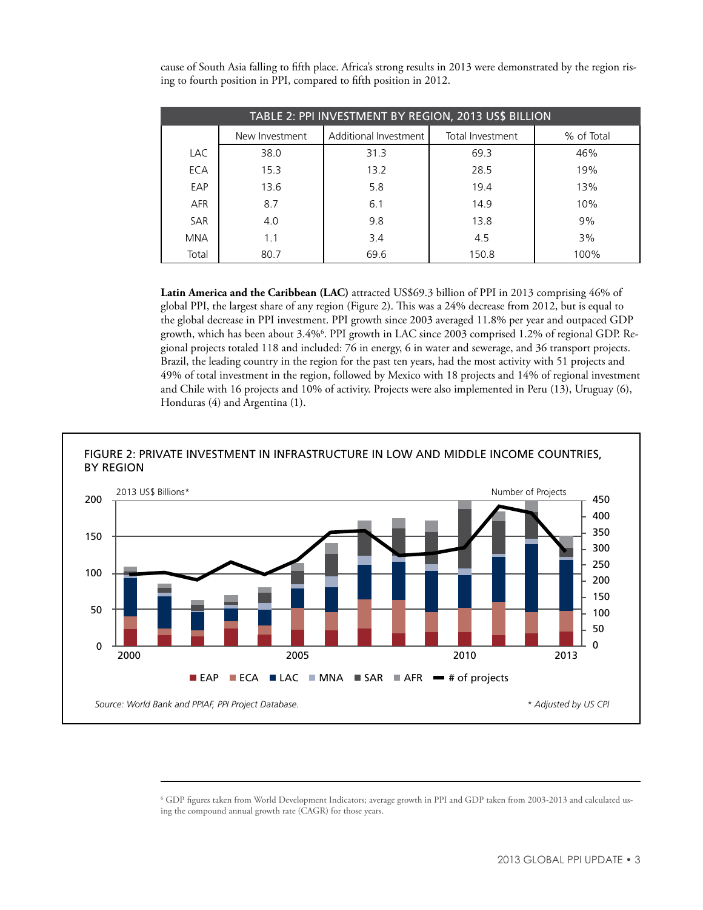cause of South Asia falling to fifth place. Africa's strong results in 2013 were demonstrated by the region rising to fourth position in PPI, compared to fifth position in 2012.

**TABLE 2: PPI INVESTMENT BY REGION, 2013 US$ BILLION**

| | New Investment | Additional Investment | Total Investment | % of Total |
|---|---|---|---|---|
| LAC | 38.0 | 31.3 | 69.3 | 46% |
| ECA | 15.3 | 13.2 | 28.5 | 19% |
| EAP | 13.6 | 5.8 | 19.4 | 13% |
| AFR | 8.7 | 6.1 | 14.9 | 10% |
| SAR | 4.0 | 9.8 | 13.8 | 9% |
| MNA | 1.1 | 3.4 | 4.5 | 3% |
| Total | 80.7 | 69.6 | 150.8 | 100% |

**Latin America and the Caribbean (LAC)** attracted US$69.3 billion of PPI in 2013 comprising 46% of global PPI, the largest share of any region (Figure 2). This was a 24% decrease from 2012, but is equal to the global decrease in PPI investment. PPI growth since 2003 averaged 11.8% per year and outpaced GDP growth, which has been about 3.4%[6]. PPI growth in LAC since 2003 comprised 1.2% of regional GDP. Regional projects totaled 118 and included: 76 in energy, 6 in water and sewerage, and 36 transport projects. Brazil, the leading country in the region for the past ten years, had the most activity with 51 projects and 49% of total investment in the region, followed by Mexico with 18 projects and 14% of regional investment and Chile with 16 projects and 10% of activity. Projects were also implemented in Peru (13), Uruguay (6), Honduras (4) and Argentina (1).

**FIGURE 2: PRIVATE INVESTMENT IN INFRASTRUCTURE IN LOW AND MIDDLE INCOME COUNTRIES, BY REGION**

Source: World Bank and PPIAF, PPI Project Database. * Adjusted by US CPI

[6] GDP figures taken from World Development Indicators; average growth in PPI and GDP taken from 2003-2013 and calculated using the compound annual growth rate (CAGR) for those years.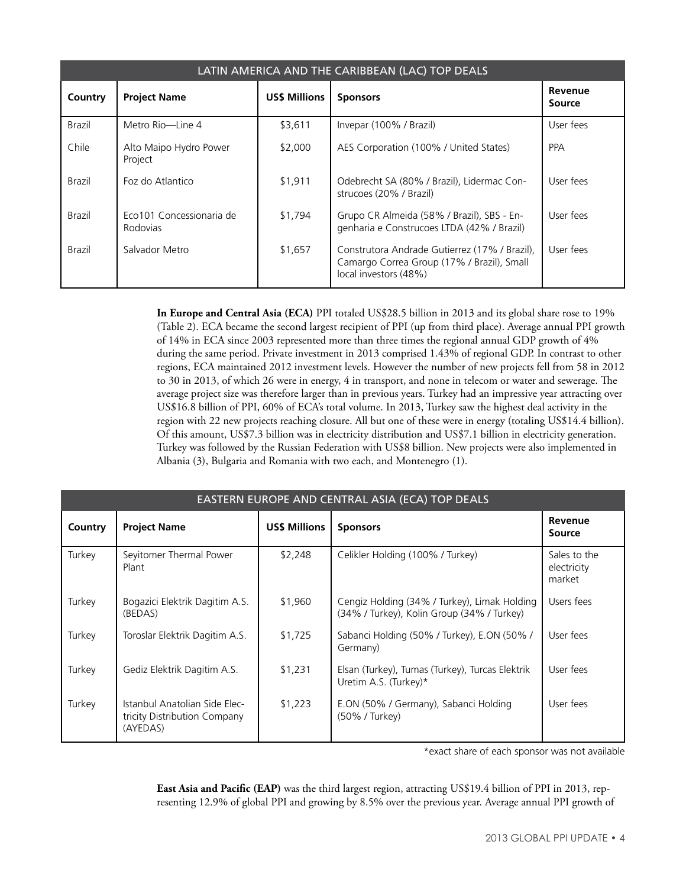| LATIN AMERICA AND THE CARIBBEAN (LAC) TOP DEALS | | | | |
|---|---|---|---|---|
| **Country** | **Project Name** | **US$ Millions** | **Sponsors** | **Revenue Source** |
| Brazil | Metro Rio—Line 4 | $3,611 | Invepar (100% / Brazil) | User fees |
| Chile | Alto Maipo Hydro Power Project | $2,000 | AES Corporation (100% / United States) | PPA |
| Brazil | Foz do Atlantico | $1,911 | Odebrecht SA (80% / Brazil), Lidermac Construcoes (20% / Brazil) | User fees |
| Brazil | Eco101 Concessionaria de Rodovias | $1,794 | Grupo CR Almeida (58% / Brazil), SBS - Engenharia e Construcoes LTDA (42% / Brazil) | User fees |
| Brazil | Salvador Metro | $1,657 | Construtora Andrade Gutierrez (17% / Brazil), Camargo Correa Group (17% / Brazil), Small local investors (48%) | User fees |

**In Europe and Central Asia (ECA)** PPI totaled US$28.5 billion in 2013 and its global share rose to 19% (Table 2). ECA became the second largest recipient of PPI (up from third place). Average annual PPI growth of 14% in ECA since 2003 represented more than three times the regional annual GDP growth of 4% during the same period. Private investment in 2013 comprised 1.43% of regional GDP. In contrast to other regions, ECA maintained 2012 investment levels. However the number of new projects fell from 58 in 2012 to 30 in 2013, of which 26 were in energy, 4 in transport, and none in telecom or water and sewerage. The average project size was therefore larger than in previous years. Turkey had an impressive year attracting over US$16.8 billion of PPI, 60% of ECA's total volume. In 2013, Turkey saw the highest deal activity in the region with 22 new projects reaching closure. All but one of these were in energy (totaling US$14.4 billion). Of this amount, US$7.3 billion was in electricity distribution and US$7.1 billion in electricity generation. Turkey was followed by the Russian Federation with US$8 billion. New projects were also implemented in Albania (3), Bulgaria and Romania with two each, and Montenegro (1).

| EASTERN EUROPE AND CENTRAL ASIA (ECA) TOP DEALS | | | | |
|---|---|---|---|---|
| **Country** | **Project Name** | **US$ Millions** | **Sponsors** | **Revenue Source** |
| Turkey | Seyitomer Thermal Power Plant | $2,248 | Celikler Holding (100% / Turkey) | Sales to the electricity market |
| Turkey | Bogazici Elektrik Dagitim A.S. (BEDAS) | $1,960 | Cengiz Holding (34% / Turkey), Limak Holding (34% / Turkey), Kolin Group (34% / Turkey) | Users fees |
| Turkey | Toroslar Elektrik Dagitim A.S. | $1,725 | Sabanci Holding (50% / Turkey), E.ON (50% / Germany) | User fees |
| Turkey | Gediz Elektrik Dagitim A.S. | $1,231 | Elsan (Turkey), Tumas (Turkey), Turcas Elektrik Uretim A.S. (Turkey)* | User fees |
| Turkey | Istanbul Anatolian Side Electricity Distribution Company (AYEDAS) | $1,223 | E.ON (50% / Germany), Sabanci Holding (50% / Turkey) | User fees |

*exact share of each sponsor was not available

**East Asia and Pacific (EAP)** was the third largest region, attracting US$19.4 billion of PPI in 2013, representing 12.9% of global PPI and growing by 8.5% over the previous year. Average annual PPI growth of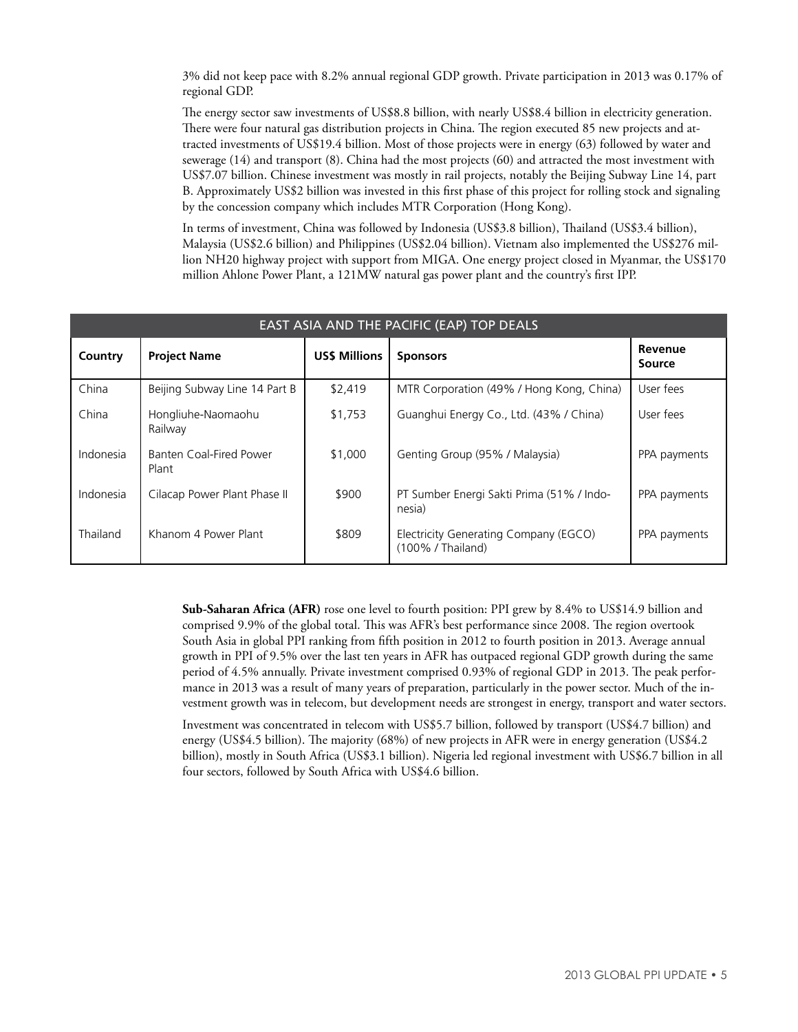3% did not keep pace with 8.2% annual regional GDP growth. Private participation in 2013 was 0.17% of regional GDP.

The energy sector saw investments of US$8.8 billion, with nearly US$8.4 billion in electricity generation. There were four natural gas distribution projects in China. The region executed 85 new projects and attracted investments of US$19.4 billion. Most of those projects were in energy (63) followed by water and sewerage (14) and transport (8). China had the most projects (60) and attracted the most investment with US$7.07 billion. Chinese investment was mostly in rail projects, notably the Beijing Subway Line 14, part B. Approximately US$2 billion was invested in this first phase of this project for rolling stock and signaling by the concession company which includes MTR Corporation (Hong Kong).

In terms of investment, China was followed by Indonesia (US$3.8 billion), Thailand (US$3.4 billion), Malaysia (US$2.6 billion) and Philippines (US$2.04 billion). Vietnam also implemented the US$276 million NH20 highway project with support from MIGA. One energy project closed in Myanmar, the US$170 million Ahlone Power Plant, a 121MW natural gas power plant and the country's first IPP.

| EAST ASIA AND THE PACIFIC (EAP) TOP DEALS | | | | |
|---|---|---|---|---|
| **Country** | **Project Name** | **US$ Millions** | **Sponsors** | **Revenue Source** |
| China | Beijing Subway Line 14 Part B | $2,419 | MTR Corporation (49% / Hong Kong, China) | User fees |
| China | Hongliuhe-Naomaohu Railway | $1,753 | Guanghui Energy Co., Ltd. (43% / China) | User fees |
| Indonesia | Banten Coal-Fired Power Plant | $1,000 | Genting Group (95% / Malaysia) | PPA payments |
| Indonesia | Cilacap Power Plant Phase II | $900 | PT Sumber Energi Sakti Prima (51% / Indonesia) | PPA payments |
| Thailand | Khanom 4 Power Plant | $809 | Electricity Generating Company (EGCO) (100% / Thailand) | PPA payments |

**Sub-Saharan Africa (AFR)** rose one level to fourth position: PPI grew by 8.4% to US$14.9 billion and comprised 9.9% of the global total. This was AFR's best performance since 2008. The region overtook South Asia in global PPI ranking from fifth position in 2012 to fourth position in 2013. Average annual growth in PPI of 9.5% over the last ten years in AFR has outpaced regional GDP growth during the same period of 4.5% annually. Private investment comprised 0.93% of regional GDP in 2013. The peak performance in 2013 was a result of many years of preparation, particularly in the power sector. Much of the investment growth was in telecom, but development needs are strongest in energy, transport and water sectors.

Investment was concentrated in telecom with US$5.7 billion, followed by transport (US$4.7 billion) and energy (US$4.5 billion). The majority (68%) of new projects in AFR were in energy generation (US$4.2 billion), mostly in South Africa (US$3.1 billion). Nigeria led regional investment with US$6.7 billion in all four sectors, followed by South Africa with US$4.6 billion.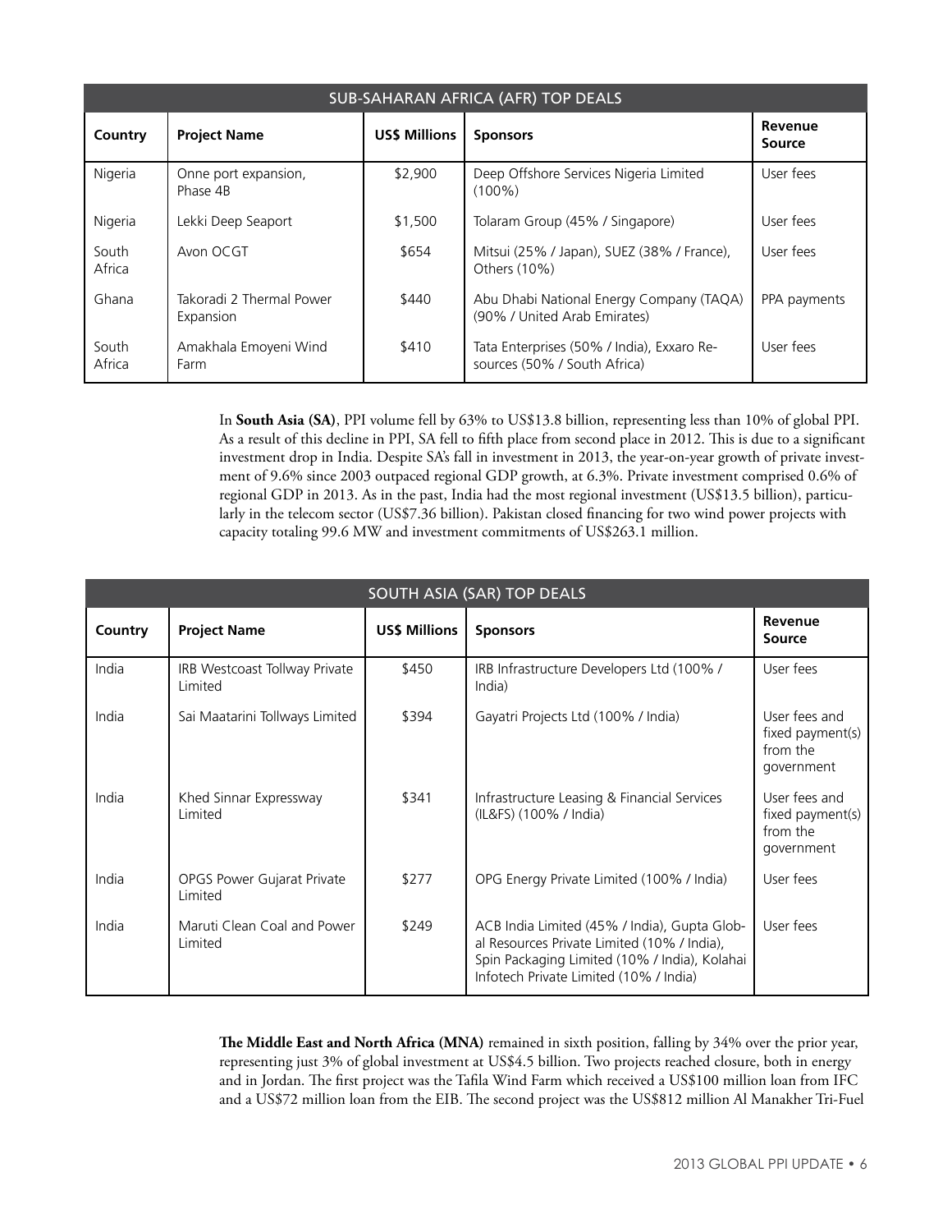| SUB-SAHARAN AFRICA (AFR) TOP DEALS | | | | |
|---|---|---|---|---|
| **Country** | **Project Name** | **US$ Millions** | **Sponsors** | **Revenue Source** |
| Nigeria | Onne port expansion, Phase 4B | $2,900 | Deep Offshore Services Nigeria Limited (100%) | User fees |
| Nigeria | Lekki Deep Seaport | $1,500 | Tolaram Group (45% / Singapore) | User fees |
| South Africa | Avon OCGT | $654 | Mitsui (25% / Japan), SUEZ (38% / France), Others (10%) | User fees |
| Ghana | Takoradi 2 Thermal Power Expansion | $440 | Abu Dhabi National Energy Company (TAQA) (90% / United Arab Emirates) | PPA payments |
| South Africa | Amakhala Emoyeni Wind Farm | $410 | Tata Enterprises (50% / India), Exxaro Resources (50% / South Africa) | User fees |

In **South Asia (SA)**, PPI volume fell by 63% to US$13.8 billion, representing less than 10% of global PPI. As a result of this decline in PPI, SA fell to fifth place from second place in 2012. This is due to a significant investment drop in India. Despite SA's fall in investment in 2013, the year-on-year growth of private investment of 9.6% since 2003 outpaced regional GDP growth, at 6.3%. Private investment comprised 0.6% of regional GDP in 2013. As in the past, India had the most regional investment (US$13.5 billion), particularly in the telecom sector (US$7.36 billion). Pakistan closed financing for two wind power projects with capacity totaling 99.6 MW and investment commitments of US$263.1 million.

| SOUTH ASIA (SAR) TOP DEALS | | | | |
|---|---|---|---|---|
| **Country** | **Project Name** | **US$ Millions** | **Sponsors** | **Revenue Source** |
| India | IRB Westcoast Tollway Private Limited | $450 | IRB Infrastructure Developers Ltd (100% / India) | User fees |
| India | Sai Maatarini Tollways Limited | $394 | Gayatri Projects Ltd (100% / India) | User fees and fixed payment(s) from the government |
| India | Khed Sinnar Expressway Limited | $341 | Infrastructure Leasing & Financial Services (IL&FS) (100% / India) | User fees and fixed payment(s) from the government |
| India | OPGS Power Gujarat Private Limited | $277 | OPG Energy Private Limited (100% / India) | User fees |
| India | Maruti Clean Coal and Power Limited | $249 | ACB India Limited (45% / India), Gupta Global Resources Private Limited (10% / India), Spin Packaging Limited (10% / India), Kolahai Infotech Private Limited (10% / India) | User fees |

**The Middle East and North Africa (MNA)** remained in sixth position, falling by 34% over the prior year, representing just 3% of global investment at US$4.5 billion. Two projects reached closure, both in energy and in Jordan. The first project was the Tafila Wind Farm which received a US$100 million loan from IFC and a US$72 million loan from the EIB. The second project was the US$812 million Al Manakher Tri-Fuel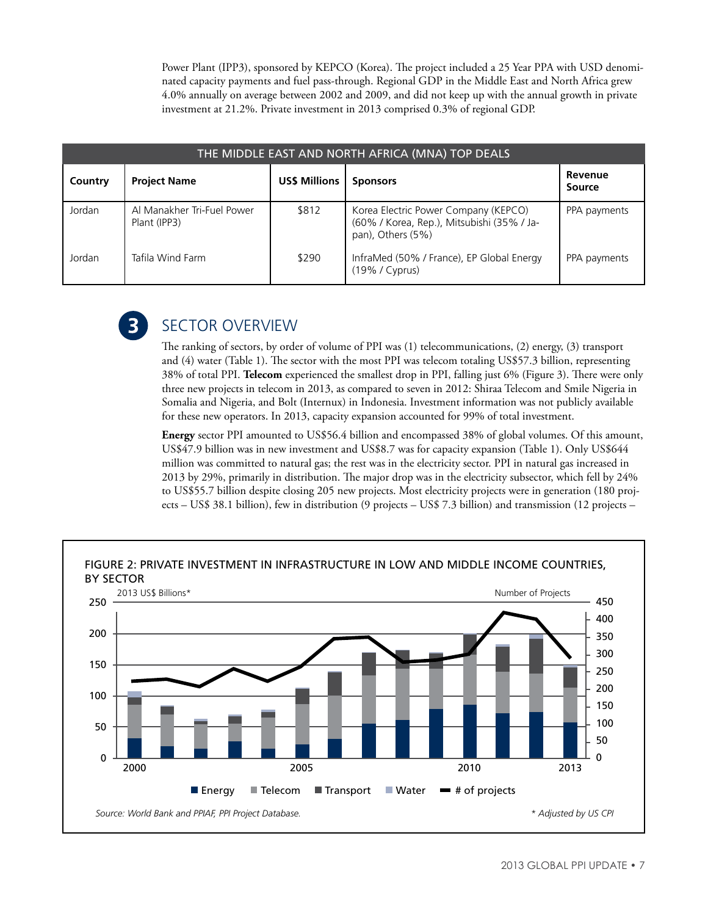Power Plant (IPP3), sponsored by KEPCO (Korea). The project included a 25 Year PPA with USD denominated capacity payments and fuel pass-through. Regional GDP in the Middle East and North Africa grew 4.0% annually on average between 2002 and 2009, and did not keep up with the annual growth in private investment at 21.2%. Private investment in 2013 comprised 0.3% of regional GDP.

| THE MIDDLE EAST AND NORTH AFRICA (MNA) TOP DEALS | | | | |
|---|---|---|---|---|
| **Country** | **Project Name** | **US$ Millions** | **Sponsors** | **Revenue Source** |
| Jordan | Al Manakher Tri-Fuel Power Plant (IPP3) | $812 | Korea Electric Power Company (KEPCO) (60% / Korea, Rep.), Mitsubishi (35% / Japan), Others (5%) | PPA payments |
| Jordan | Tafila Wind Farm | $290 | InfraMed (50% / France), EP Global Energy (19% / Cyprus) | PPA payments |

## 3 SECTOR OVERVIEW

The ranking of sectors, by order of volume of PPI was (1) telecommunications, (2) energy, (3) transport and (4) water (Table 1). The sector with the most PPI was telecom totaling US$57.3 billion, representing 38% of total PPI. **Telecom** experienced the smallest drop in PPI, falling just 6% (Figure 3). There were only three new projects in telecom in 2013, as compared to seven in 2012: Shiraa Telecom and Smile Nigeria in Somalia and Nigeria, and Bolt (Internux) in Indonesia. Investment information was not publicly available for these new operators. In 2013, capacity expansion accounted for 99% of total investment.

**Energy** sector PPI amounted to US$56.4 billion and encompassed 38% of global volumes. Of this amount, US$47.9 billion was in new investment and US$8.7 was for capacity expansion (Table 1). Only US$644 million was committed to natural gas; the rest was in the electricity sector. PPI in natural gas increased in 2013 by 29%, primarily in distribution. The major drop was in the electricity subsector, which fell by 24% to US$55.7 billion despite closing 205 new projects. Most electricity projects were in generation (180 projects – US$ 38.1 billion), few in distribution (9 projects – US$ 7.3 billion) and transmission (12 projects –

FIGURE 2: PRIVATE INVESTMENT IN INFRASTRUCTURE IN LOW AND MIDDLE INCOME COUNTRIES, BY SECTOR

Source: World Bank and PPIAF, PPI Project Database. * Adjusted by US CPI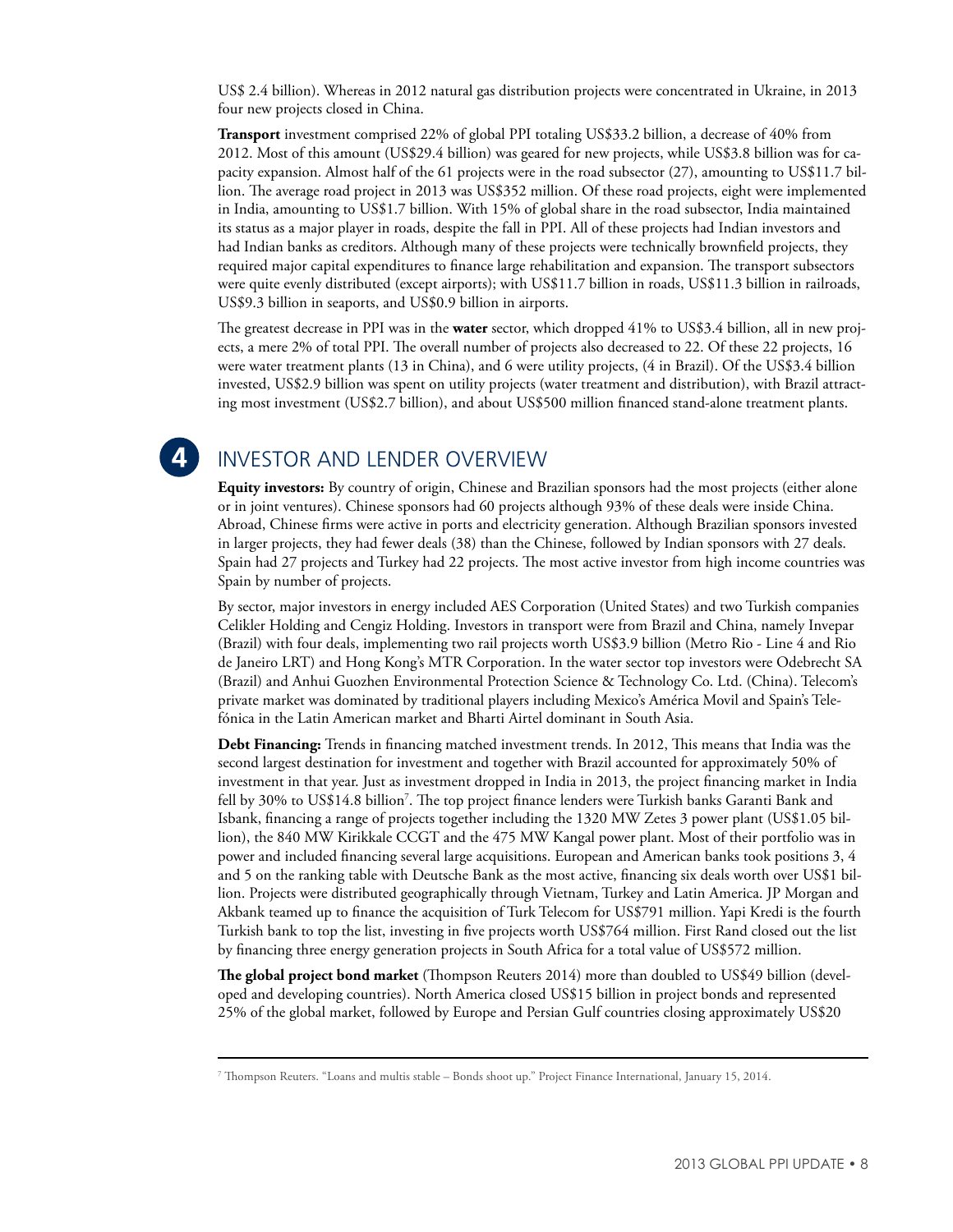US$ 2.4 billion). Whereas in 2012 natural gas distribution projects were concentrated in Ukraine, in 2013 four new projects closed in China.

**Transport** investment comprised 22% of global PPI totaling US$33.2 billion, a decrease of 40% from 2012. Most of this amount (US$29.4 billion) was geared for new projects, while US$3.8 billion was for capacity expansion. Almost half of the 61 projects were in the road subsector (27), amounting to US$11.7 billion. The average road project in 2013 was US$352 million. Of these road projects, eight were implemented in India, amounting to US$1.7 billion. With 15% of global share in the road subsector, India maintained its status as a major player in roads, despite the fall in PPI. All of these projects had Indian investors and had Indian banks as creditors. Although many of these projects were technically brownfield projects, they required major capital expenditures to finance large rehabilitation and expansion. The transport subsectors were quite evenly distributed (except airports); with US$11.7 billion in roads, US$11.3 billion in railroads, US$9.3 billion in seaports, and US$0.9 billion in airports.

The greatest decrease in PPI was in the **water** sector, which dropped 41% to US$3.4 billion, all in new projects, a mere 2% of total PPI. The overall number of projects also decreased to 22. Of these 22 projects, 16 were water treatment plants (13 in China), and 6 were utility projects, (4 in Brazil). Of the US$3.4 billion invested, US$2.9 billion was spent on utility projects (water treatment and distribution), with Brazil attracting most investment (US$2.7 billion), and about US$500 million financed stand-alone treatment plants.

## 4 INVESTOR AND LENDER OVERVIEW

**Equity investors:** By country of origin, Chinese and Brazilian sponsors had the most projects (either alone or in joint ventures). Chinese sponsors had 60 projects although 93% of these deals were inside China. Abroad, Chinese firms were active in ports and electricity generation. Although Brazilian sponsors invested in larger projects, they had fewer deals (38) than the Chinese, followed by Indian sponsors with 27 deals. Spain had 27 projects and Turkey had 22 projects. The most active investor from high income countries was Spain by number of projects.

By sector, major investors in energy included AES Corporation (United States) and two Turkish companies Celikler Holding and Cengiz Holding. Investors in transport were from Brazil and China, namely Invepar (Brazil) with four deals, implementing two rail projects worth US$3.9 billion (Metro Rio - Line 4 and Rio de Janeiro LRT) and Hong Kong's MTR Corporation. In the water sector top investors were Odebrecht SA (Brazil) and Anhui Guozhen Environmental Protection Science & Technology Co. Ltd. (China). Telecom's private market was dominated by traditional players including Mexico's América Movil and Spain's Telefónica in the Latin American market and Bharti Airtel dominant in South Asia.

**Debt Financing:** Trends in financing matched investment trends. In 2012, This means that India was the second largest destination for investment and together with Brazil accounted for approximately 50% of investment in that year. Just as investment dropped in India in 2013, the project financing market in India fell by 30% to US$14.8 billion[7]. The top project finance lenders were Turkish banks Garanti Bank and Isbank, financing a range of projects together including the 1320 MW Zetes 3 power plant (US$1.05 billion), the 840 MW Kirikkale CCGT and the 475 MW Kangal power plant. Most of their portfolio was in power and included financing several large acquisitions. European and American banks took positions 3, 4 and 5 on the ranking table with Deutsche Bank as the most active, financing six deals worth over US$1 billion. Projects were distributed geographically through Vietnam, Turkey and Latin America. JP Morgan and Akbank teamed up to finance the acquisition of Turk Telecom for US$791 million. Yapi Kredi is the fourth Turkish bank to top the list, investing in five projects worth US$764 million. First Rand closed out the list by financing three energy generation projects in South Africa for a total value of US$572 million.

**The global project bond market** (Thompson Reuters 2014) more than doubled to US$49 billion (developed and developing countries). North America closed US$15 billion in project bonds and represented 25% of the global market, followed by Europe and Persian Gulf countries closing approximately US$20

[7] Thompson Reuters. "Loans and multis stable – Bonds shoot up." Project Finance International, January 15, 2014.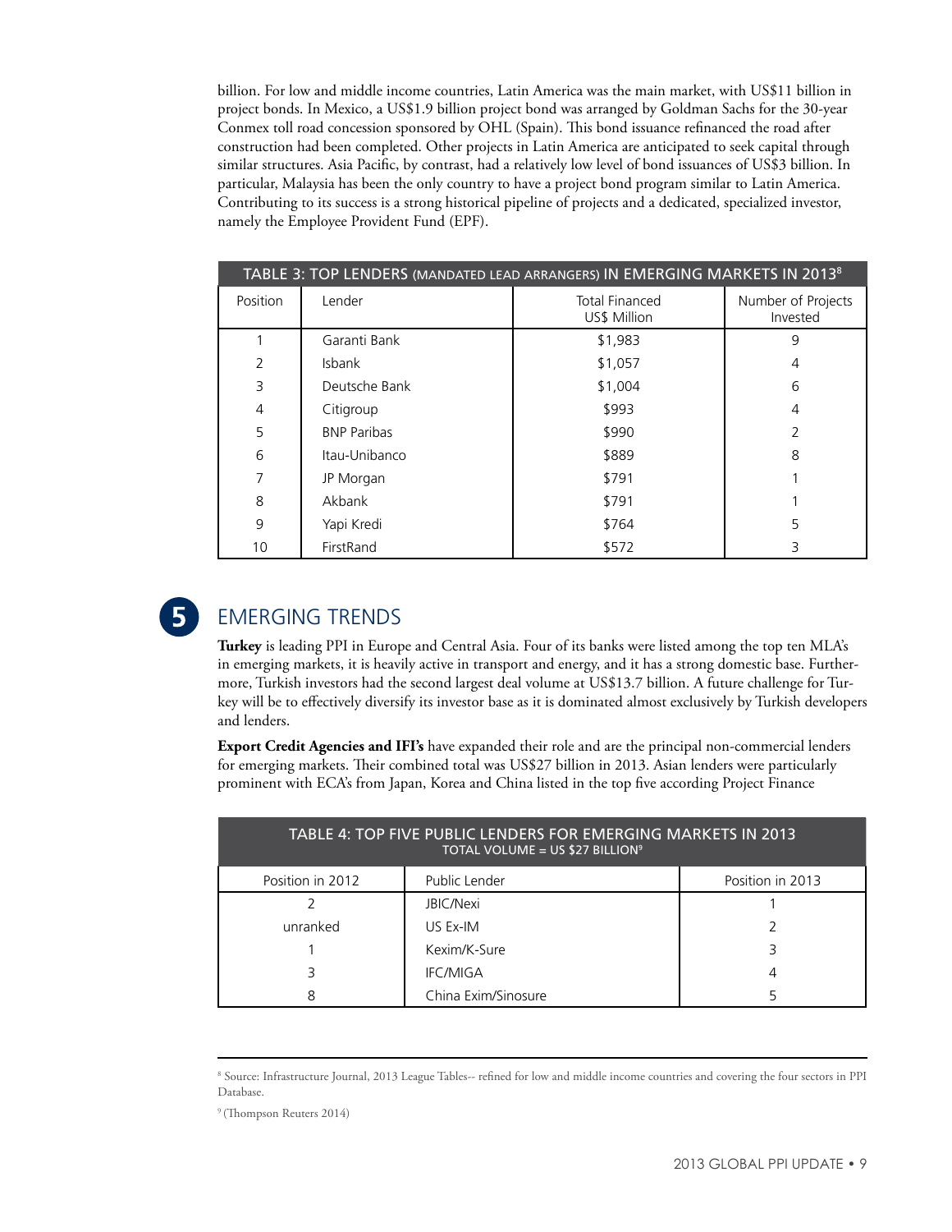billion. For low and middle income countries, Latin America was the main market, with US$11 billion in project bonds. In Mexico, a US$1.9 billion project bond was arranged by Goldman Sachs for the 30-year Conmex toll road concession sponsored by OHL (Spain). This bond issuance refinanced the road after construction had been completed. Other projects in Latin America are anticipated to seek capital through similar structures. Asia Pacific, by contrast, had a relatively low level of bond issuances of US$3 billion. In particular, Malaysia has been the only country to have a project bond program similar to Latin America. Contributing to its success is a strong historical pipeline of projects and a dedicated, specialized investor, namely the Employee Provident Fund (EPF).

**TABLE 3: TOP LENDERS (MANDATED LEAD ARRANGERS) IN EMERGING MARKETS IN 2013[8]**

| Position | Lender | Total Financed US$ Million | Number of Projects Invested |
|---|---|---|---|
| 1 | Garanti Bank | $1,983 | 9 |
| 2 | Isbank | $1,057 | 4 |
| 3 | Deutsche Bank | $1,004 | 6 |
| 4 | Citigroup | $993 | 4 |
| 5 | BNP Paribas | $990 | 2 |
| 6 | Itau-Unibanco | $889 | 8 |
| 7 | JP Morgan | $791 | 1 |
| 8 | Akbank | $791 | 1 |
| 9 | Yapi Kredi | $764 | 5 |
| 10 | FirstRand | $572 | 3 |

## 5 EMERGING TRENDS

**Turkey** is leading PPI in Europe and Central Asia. Four of its banks were listed among the top ten MLA's in emerging markets, it is heavily active in transport and energy, and it has a strong domestic base. Furthermore, Turkish investors had the second largest deal volume at US$13.7 billion. A future challenge for Turkey will be to effectively diversify its investor base as it is dominated almost exclusively by Turkish developers and lenders.

**Export Credit Agencies and IFI's** have expanded their role and are the principal non-commercial lenders for emerging markets. Their combined total was US$27 billion in 2013. Asian lenders were particularly prominent with ECA's from Japan, Korea and China listed in the top five according Project Finance

**TABLE 4: TOP FIVE PUBLIC LENDERS FOR EMERGING MARKETS IN 2013**
**TOTAL VOLUME = US $27 BILLION[9]**

| Position in 2012 | Public Lender | Position in 2013 |
|---|---|---|
| 2 | JBIC/Nexi | 1 |
| unranked | US Ex-IM | 2 |
| 1 | Kexim/K-Sure | 3 |
| 3 | IFC/MIGA | 4 |
| 8 | China Exim/Sinosure | 5 |

---

[8] Source: Infrastructure Journal, 2013 League Tables-- refined for low and middle income countries and covering the four sectors in PPI Database.

[9] (Thompson Reuters 2014)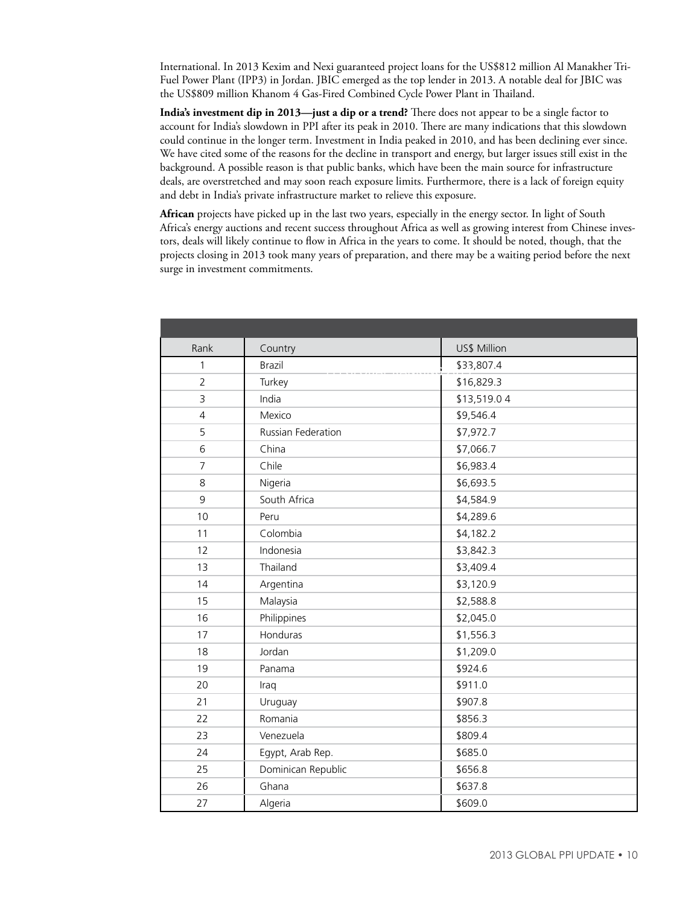International. In 2013 Kexim and Nexi guaranteed project loans for the US$812 million Al Manakher Tri-Fuel Power Plant (IPP3) in Jordan. JBIC emerged as the top lender in 2013. A notable deal for JBIC was the US$809 million Khanom 4 Gas-Fired Combined Cycle Power Plant in Thailand.

**India's investment dip in 2013—just a dip or a trend?** There does not appear to be a single factor to account for India's slowdown in PPI after its peak in 2010. There are many indications that this slowdown could continue in the longer term. Investment in India peaked in 2010, and has been declining ever since. We have cited some of the reasons for the decline in transport and energy, but larger issues still exist in the background. A possible reason is that public banks, which have been the main source for infrastructure deals, are overstretched and may soon reach exposure limits. Furthermore, there is a lack of foreign equity and debt in India's private infrastructure market to relieve this exposure.

**African** projects have picked up in the last two years, especially in the energy sector. In light of South Africa's energy auctions and recent success throughout Africa as well as growing interest from Chinese investors, deals will likely continue to flow in Africa in the years to come. It should be noted, though, that the projects closing in 2013 took many years of preparation, and there may be a waiting period before the next surge in investment commitments.

| Rank | Country | US$ Million |
|---|---|---|
| 1 | Brazil | $33,807.4 |
| 2 | Turkey | $16,829.3 |
| 3 | India | $13,519.0 4 |
| 4 | Mexico | $9,546.4 |
| 5 | Russian Federation | $7,972.7 |
| 6 | China | $7,066.7 |
| 7 | Chile | $6,983.4 |
| 8 | Nigeria | $6,693.5 |
| 9 | South Africa | $4,584.9 |
| 10 | Peru | $4,289.6 |
| 11 | Colombia | $4,182.2 |
| 12 | Indonesia | $3,842.3 |
| 13 | Thailand | $3,409.4 |
| 14 | Argentina | $3,120.9 |
| 15 | Malaysia | $2,588.8 |
| 16 | Philippines | $2,045.0 |
| 17 | Honduras | $1,556.3 |
| 18 | Jordan | $1,209.0 |
| 19 | Panama | $924.6 |
| 20 | Iraq | $911.0 |
| 21 | Uruguay | $907.8 |
| 22 | Romania | $856.3 |
| 23 | Venezuela | $809.4 |
| 24 | Egypt, Arab Rep. | $685.0 |
| 25 | Dominican Republic | $656.8 |
| 26 | Ghana | $637.8 |
| 27 | Algeria | $609.0 |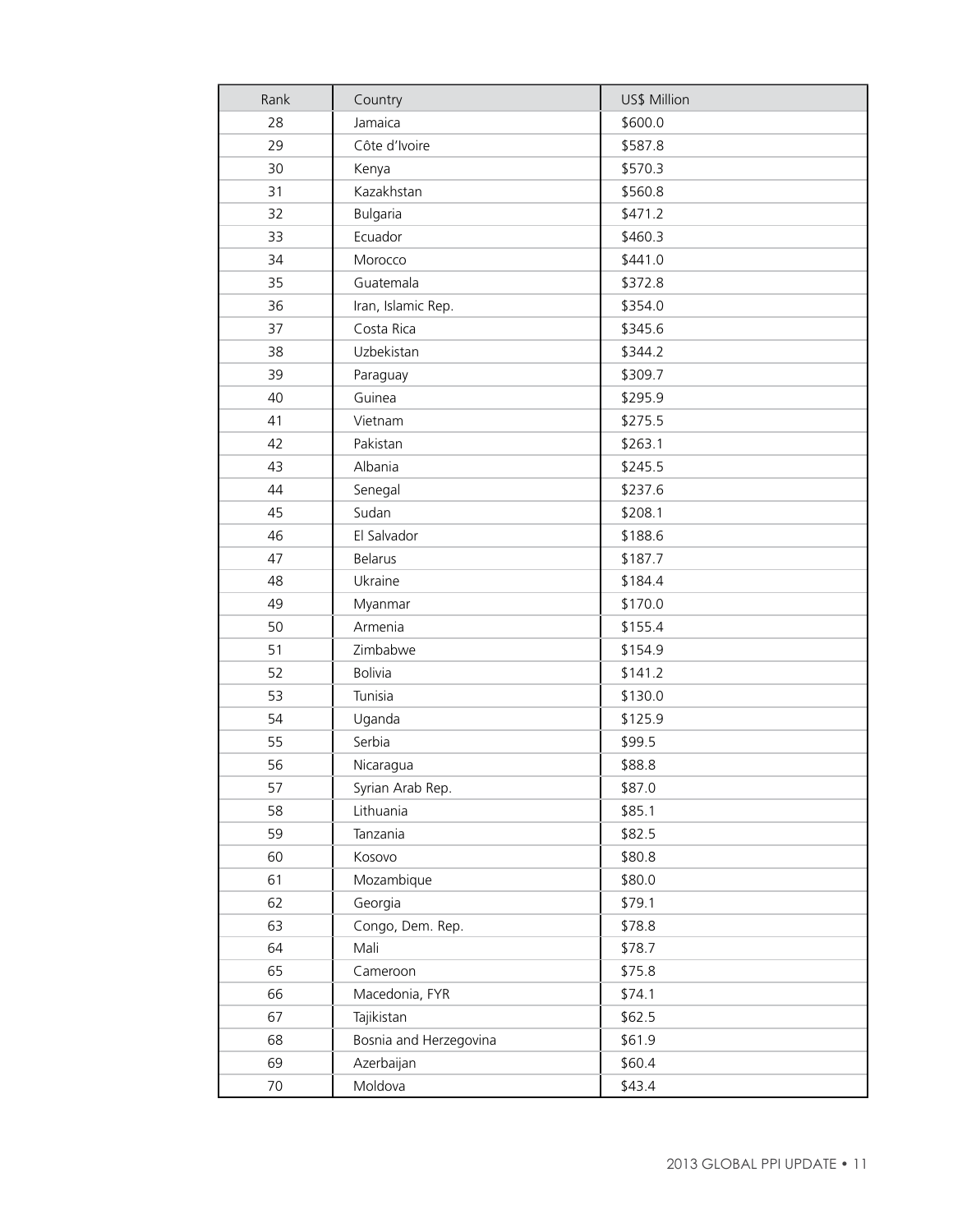| Rank | Country | US$ Million |
|---|---|---|
| 28 | Jamaica | $600.0 |
| 29 | Côte d'Ivoire | $587.8 |
| 30 | Kenya | $570.3 |
| 31 | Kazakhstan | $560.8 |
| 32 | Bulgaria | $471.2 |
| 33 | Ecuador | $460.3 |
| 34 | Morocco | $441.0 |
| 35 | Guatemala | $372.8 |
| 36 | Iran, Islamic Rep. | $354.0 |
| 37 | Costa Rica | $345.6 |
| 38 | Uzbekistan | $344.2 |
| 39 | Paraguay | $309.7 |
| 40 | Guinea | $295.9 |
| 41 | Vietnam | $275.5 |
| 42 | Pakistan | $263.1 |
| 43 | Albania | $245.5 |
| 44 | Senegal | $237.6 |
| 45 | Sudan | $208.1 |
| 46 | El Salvador | $188.6 |
| 47 | Belarus | $187.7 |
| 48 | Ukraine | $184.4 |
| 49 | Myanmar | $170.0 |
| 50 | Armenia | $155.4 |
| 51 | Zimbabwe | $154.9 |
| 52 | Bolivia | $141.2 |
| 53 | Tunisia | $130.0 |
| 54 | Uganda | $125.9 |
| 55 | Serbia | $99.5 |
| 56 | Nicaragua | $88.8 |
| 57 | Syrian Arab Rep. | $87.0 |
| 58 | Lithuania | $85.1 |
| 59 | Tanzania | $82.5 |
| 60 | Kosovo | $80.8 |
| 61 | Mozambique | $80.0 |
| 62 | Georgia | $79.1 |
| 63 | Congo, Dem. Rep. | $78.8 |
| 64 | Mali | $78.7 |
| 65 | Cameroon | $75.8 |
| 66 | Macedonia, FYR | $74.1 |
| 67 | Tajikistan | $62.5 |
| 68 | Bosnia and Herzegovina | $61.9 |
| 69 | Azerbaijan | $60.4 |
| 70 | Moldova | $43.4 |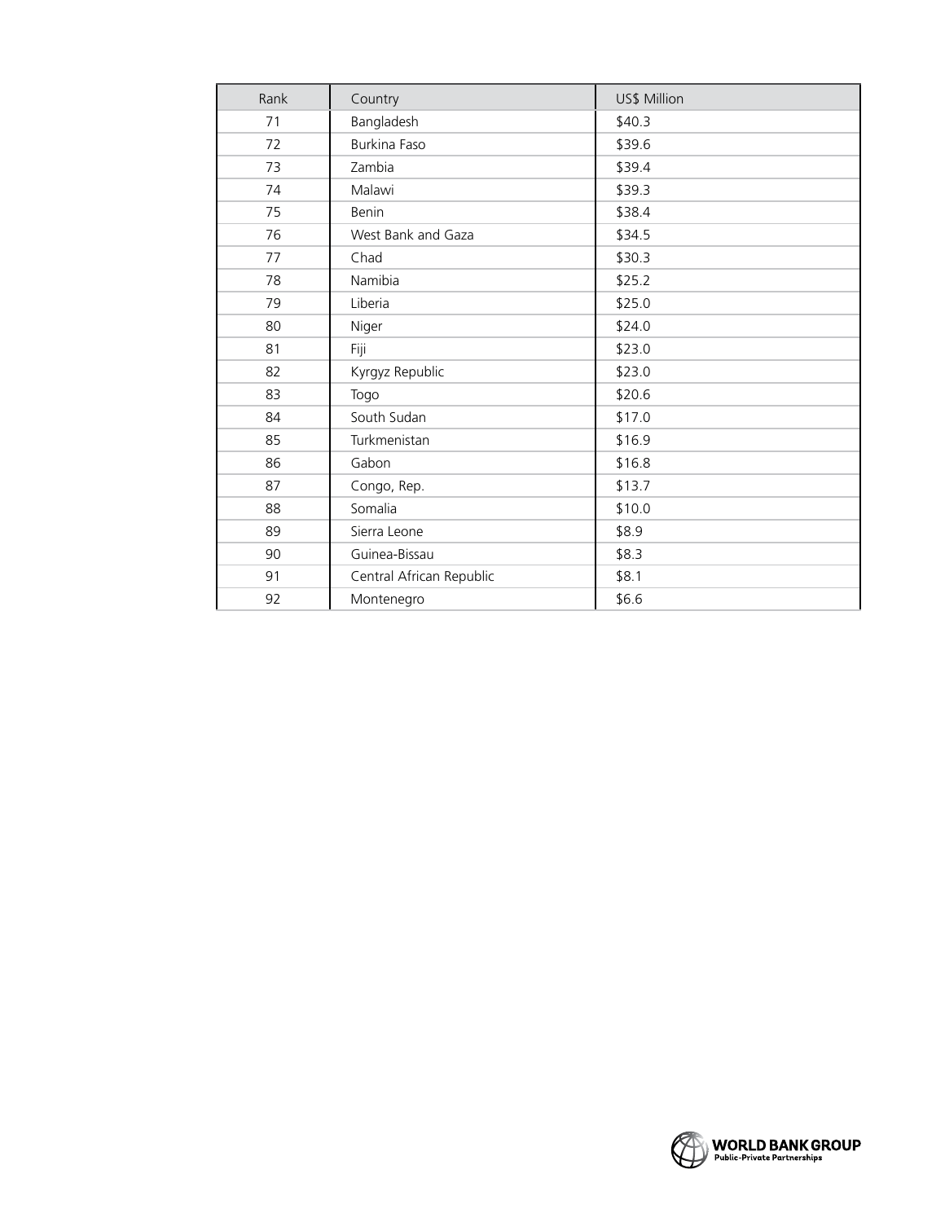| Rank | Country | US$ Million |
|---|---|---|
| 71 | Bangladesh | $40.3 |
| 72 | Burkina Faso | $39.6 |
| 73 | Zambia | $39.4 |
| 74 | Malawi | $39.3 |
| 75 | Benin | $38.4 |
| 76 | West Bank and Gaza | $34.5 |
| 77 | Chad | $30.3 |
| 78 | Namibia | $25.2 |
| 79 | Liberia | $25.0 |
| 80 | Niger | $24.0 |
| 81 | Fiji | $23.0 |
| 82 | Kyrgyz Republic | $23.0 |
| 83 | Togo | $20.6 |
| 84 | South Sudan | $17.0 |
| 85 | Turkmenistan | $16.9 |
| 86 | Gabon | $16.8 |
| 87 | Congo, Rep. | $13.7 |
| 88 | Somalia | $10.0 |
| 89 | Sierra Leone | $8.9 |
| 90 | Guinea-Bissau | $8.3 |
| 91 | Central African Republic | $8.1 |
| 92 | Montenegro | $6.6 |

WORLD BANK GROUP
Public-Private Partnerships